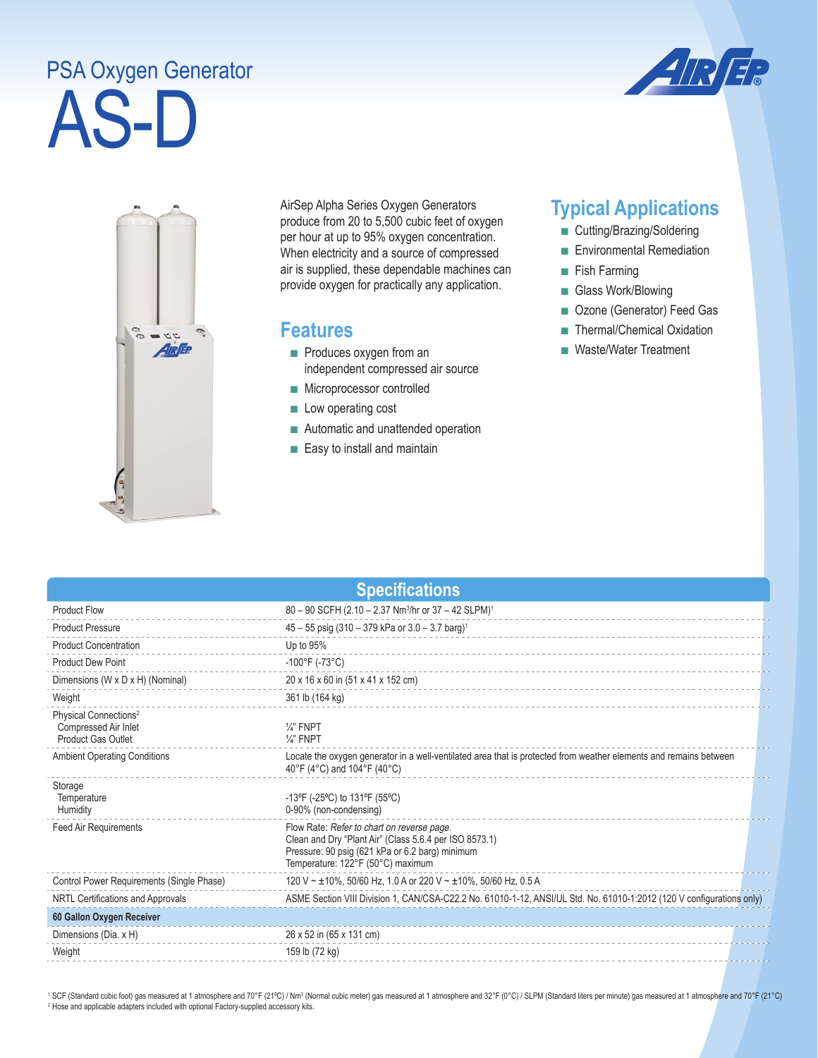# PSA Oxygen Generator

# AS-D

AirSep Alpha Series Oxygen Generators produce from 20 to 5,500 cubic feet of oxygen per hour at up to 95% oxygen concentration. When electricity and a source of compressed air is supplied, these dependable machines can provide oxygen for practically any application.

## Features

- Produces oxygen from an independent compressed air source
- Microprocessor controlled
- Low operating cost
- Automatic and unattended operation
- Easy to install and maintain

## Typical Applications

- Cutting/Brazing/Soldering
- Environmental Remediation
- Fish Farming
- Glass Work/Blowing
- Ozone (Generator) Feed Gas
- Thermal/Chemical Oxidation
- Waste/Water Treatment

## Specifications

| | |
|---|---|
| Product Flow | 80 – 90 SCFH (2.10 – 2.37 Nm³/hr or 37 – 42 SLPM)[1] |
| Product Pressure | 45 – 55 psig (310 – 379 kPa or 3.0 – 3.7 barg)[1] |
| Product Concentration | Up to 95% |
| Product Dew Point | -100°F (-73°C) |
| Dimensions (W x D x H) (Nominal) | 20 x 16 x 60 in (51 x 41 x 152 cm) |
| Weight | 361 lb (164 kg) |
| Physical Connections[2] Compressed Air Inlet / Product Gas Outlet | ¼" FNPT / ¼" FNPT |
| Ambient Operating Conditions | Locate the oxygen generator in a well-ventilated area that is protected from weather elements and remains between 40°F (4°C) and 104°F (40°C) |
| Storage Temperature / Humidity | -13ºF (-25ºC) to 131ºF (55ºC) / 0-90% (non-condensing) |
| Feed Air Requirements | Flow Rate: *Refer to chart on reverse page.* Clean and Dry "Plant Air" (Class 5.6.4 per ISO 8573.1) Pressure: 90 psig (621 kPa or 6.2 barg) minimum Temperature: 122°F (50°C) maximum |
| Control Power Requirements (Single Phase) | 120 V ~ ±10%, 50/60 Hz, 1.0 A or 220 V ~ ±10%, 50/60 Hz, 0.5 A |
| NRTL Certifications and Approvals | ASME Section VIII Division 1, CAN/CSA-C22.2 No. 61010-1-12, ANSI/UL Std. No. 61010-1:2012 (120 V configurations only) |
| **60 Gallon Oxygen Receiver** | |
| Dimensions (Dia. x H) | 26 x 52 in (65 x 131 cm) |
| Weight | 159 lb (72 kg) |

[1] SCF (Standard cubic foot) gas measured at 1 atmosphere and 70°F (21ºC) / Nm³ (Normal cubic meter) gas measured at 1 atmosphere and 32°F (0°C) / SLPM (Standard liters per minute) gas measured at 1 atmosphere and 70°F (21°C)
[2] Hose and applicable adapters included with optional Factory-supplied accessory kits.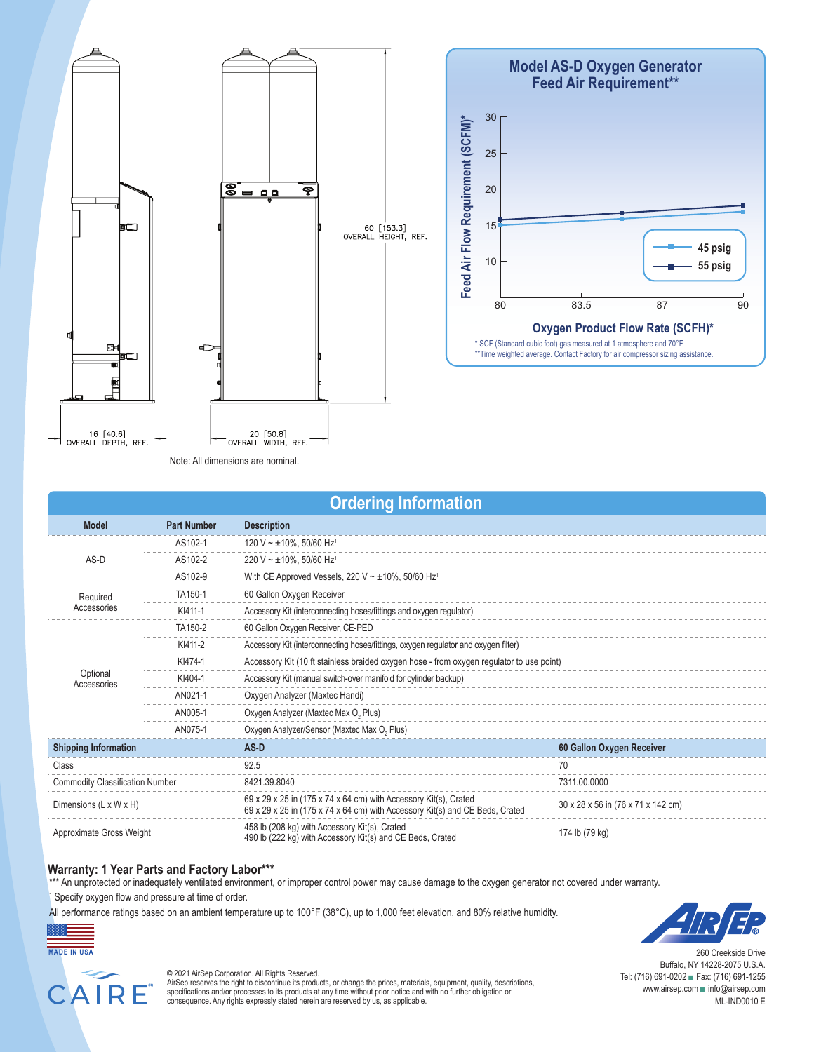60 [153.3]
OVERALL HEIGHT, REF.

16 [40.6]
OVERALL DEPTH, REF.

20 [50.8]
OVERALL WIDTH, REF.

Note: All dimensions are nominal.

**Model AS-D Oxygen Generator**
**Feed Air Requirement****

Feed Air Flow Requirement (SCFM)*

30
25
20
15
10

80
83.5
87
90

45 psig
55 psig

Oxygen Product Flow Rate (SCFH)*

* SCF (Standard cubic foot) gas measured at 1 atmosphere and 70°F
**Time weighted average. Contact Factory for air compressor sizing assistance.

## Ordering Information

| Model | Part Number | Description |
|---|---|---|
| AS-D | AS102-1 | 120 V ~ ±10%, 50/60 Hz[1] |
| | AS102-2 | 220 V ~ ±10%, 50/60 Hz[1] |
| | AS102-9 | With CE Approved Vessels, 220 V ~ ±10%, 50/60 Hz[1] |
| Required Accessories | TA150-1 | 60 Gallon Oxygen Receiver |
| | KI411-1 | Accessory Kit (interconnecting hoses/fittings and oxygen regulator) |
| Optional Accessories | TA150-2 | 60 Gallon Oxygen Receiver, CE-PED |
| | KI411-2 | Accessory Kit (interconnecting hoses/fittings, oxygen regulator and oxygen filter) |
| | KI474-1 | Accessory Kit (10 ft stainless braided oxygen hose - from oxygen regulator to use point) |
| | KI404-1 | Accessory Kit (manual switch-over manifold for cylinder backup) |
| | AN021-1 | Oxygen Analyzer (Maxtec Handi) |
| | AN005-1 | Oxygen Analyzer (Maxtec Max $O_2$ Plus) |
| | AN075-1 | Oxygen Analyzer/Sensor (Maxtec Max $O_2$ Plus) |

| Shipping Information | AS-D | 60 Gallon Oxygen Receiver |
|---|---|---|
| Class | 92.5 | 70 |
| Commodity Classification Number | 8421.39.8040 | 7311.00.0000 |
| Dimensions (L x W x H) | 69 x 29 x 25 in (175 x 74 x 64 cm) with Accessory Kit(s), Crated<br>69 x 29 x 25 in (175 x 74 x 64 cm) with Accessory Kit(s) and CE Beds, Crated | 30 x 28 x 56 in (76 x 71 x 142 cm) |
| Approximate Gross Weight | 458 lb (208 kg) with Accessory Kit(s), Crated<br>490 lb (222 kg) with Accessory Kit(s) and CE Beds, Crated | 174 lb (79 kg) |

**Warranty: 1 Year Parts and Factory Labor*****

*** An unprotected or inadequately ventilated environment, or improper control power may cause damage to the oxygen generator not covered under warranty.

[1] Specify oxygen flow and pressure at time of order.

All performance ratings based on an ambient temperature up to 100°F (38°C), up to 1,000 feet elevation, and 80% relative humidity.

MADE IN USA

CAIRE

© 2021 AirSep Corporation. All Rights Reserved.
AirSep reserves the right to discontinue its products, or change the prices, materials, equipment, quality, descriptions, specifications and/or processes to its products at any time without prior notice and with no further obligation or consequence. Any rights expressly stated herein are reserved by us, as applicable.

AIRSEP

260 Creekside Drive
Buffalo, NY 14228-2075 U.S.A.
Tel: (716) 691-0202 ■ Fax: (716) 691-1255
www.airsep.com ■ info@airsep.com
ML-IND0010 E